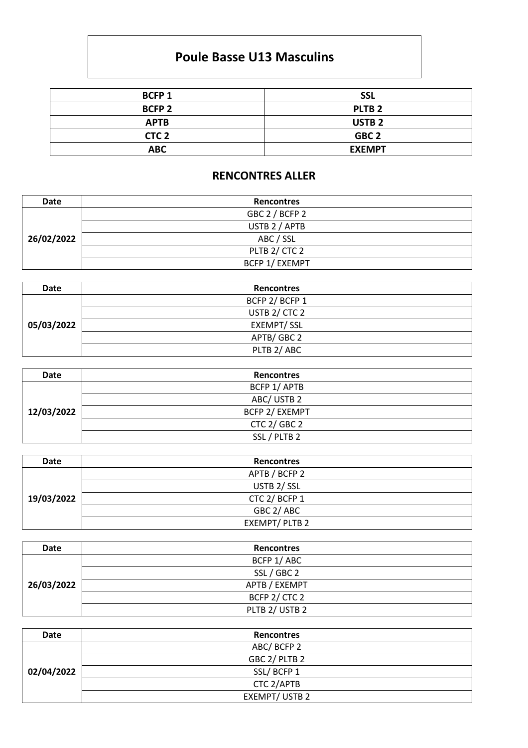# Poule Basse U13 Masculins

| BCFP 1 | SSL |
|---|---|
| BCFP 2 | PLTB 2 |
| APTB | USTB 2 |
| CTC 2 | GBC 2 |
| ABC | EXEMPT |

## RENCONTRES ALLER

| Date | Rencontres |
|---|---|
| 26/02/2022 | GBC 2 / BCFP 2 |
| | USTB 2 / APTB |
| | ABC / SSL |
| | PLTB 2/ CTC 2 |
| | BCFP 1/ EXEMPT |

| Date | Rencontres |
|---|---|
| 05/03/2022 | BCFP 2/ BCFP 1 |
| | USTB 2/ CTC 2 |
| | EXEMPT/ SSL |
| | APTB/ GBC 2 |
| | PLTB 2/ ABC |

| Date | Rencontres |
|---|---|
| 12/03/2022 | BCFP 1/ APTB |
| | ABC/ USTB 2 |
| | BCFP 2/ EXEMPT |
| | CTC 2/ GBC 2 |
| | SSL / PLTB 2 |

| Date | Rencontres |
|---|---|
| 19/03/2022 | APTB / BCFP 2 |
| | USTB 2/ SSL |
| | CTC 2/ BCFP 1 |
| | GBC 2/ ABC |
| | EXEMPT/ PLTB 2 |

| Date | Rencontres |
|---|---|
| 26/03/2022 | BCFP 1/ ABC |
| | SSL / GBC 2 |
| | APTB / EXEMPT |
| | BCFP 2/ CTC 2 |
| | PLTB 2/ USTB 2 |

| Date | Rencontres |
|---|---|
| 02/04/2022 | ABC/ BCFP 2 |
| | GBC 2/ PLTB 2 |
| | SSL/ BCFP 1 |
| | CTC 2/APTB |
| | EXEMPT/ USTB 2 |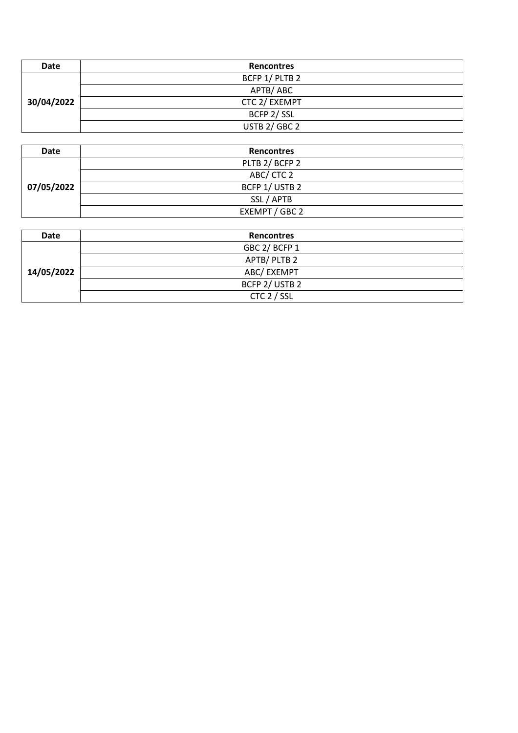| Date | Rencontres |
| --- | --- |
| 30/04/2022 | BCFP 1/ PLTB 2 |
| | APTB/ ABC |
| | CTC 2/ EXEMPT |
| | BCFP 2/ SSL |
| | USTB 2/ GBC 2 |

| Date | Rencontres |
| --- | --- |
| 07/05/2022 | PLTB 2/ BCFP 2 |
| | ABC/ CTC 2 |
| | BCFP 1/ USTB 2 |
| | SSL / APTB |
| | EXEMPT / GBC 2 |

| Date | Rencontres |
| --- | --- |
| 14/05/2022 | GBC 2/ BCFP 1 |
| | APTB/ PLTB 2 |
| | ABC/ EXEMPT |
| | BCFP 2/ USTB 2 |
| | CTC 2 / SSL |